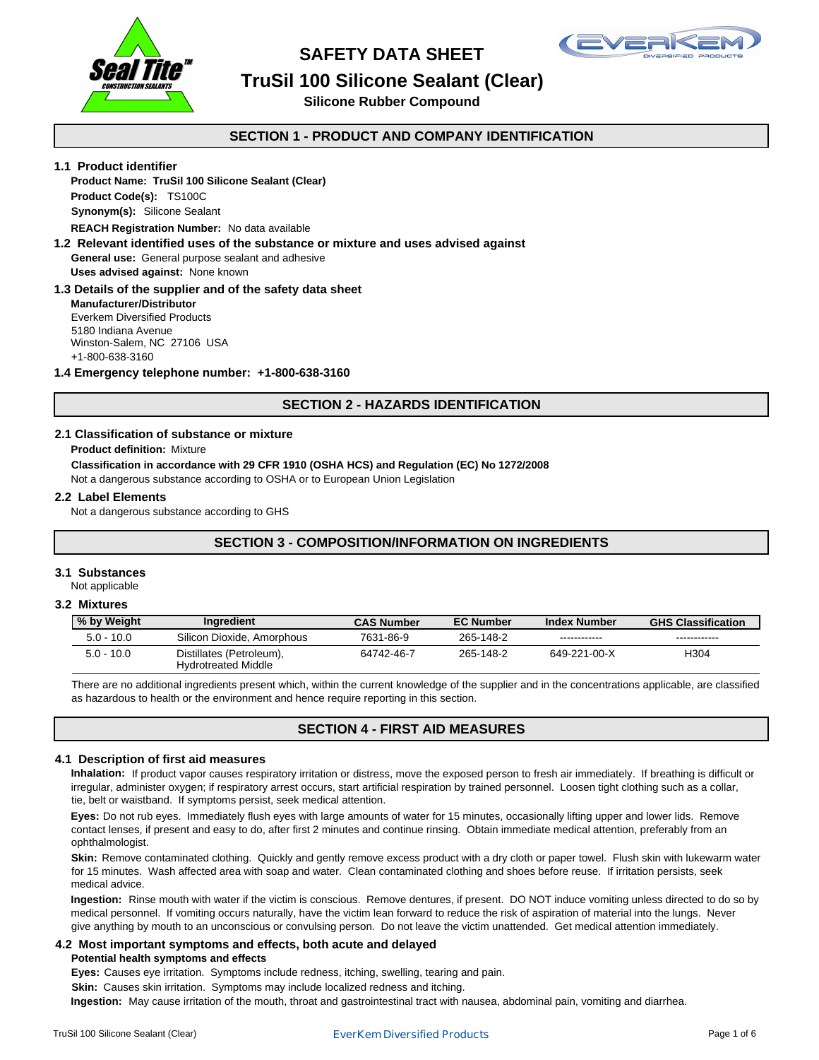# SAFETY DATA SHEET

# TruSil 100 Silicone Sealant (Clear)

**Silicone Rubber Compound**

## SECTION 1 - PRODUCT AND COMPANY IDENTIFICATION

### 1.1 Product identifier

**Product Name: TruSil 100 Silicone Sealant (Clear)**

**Product Code(s):** TS100C

**Synonym(s):** Silicone Sealant

**REACH Registration Number:** No data available

### 1.2 Relevant identified uses of the substance or mixture and uses advised against

**General use:** General purpose sealant and adhesive

**Uses advised against:** None known

### 1.3 Details of the supplier and of the safety data sheet

**Manufacturer/Distributor**
Everkem Diversified Products
5180 Indiana Avenue
Winston-Salem, NC 27106 USA
+1-800-638-3160

### 1.4 Emergency telephone number: +1-800-638-3160

## SECTION 2 - HAZARDS IDENTIFICATION

### 2.1 Classification of substance or mixture

**Product definition:** Mixture

**Classification in accordance with 29 CFR 1910 (OSHA HCS) and Regulation (EC) No 1272/2008**

Not a dangerous substance according to OSHA or to European Union Legislation

### 2.2 Label Elements

Not a dangerous substance according to GHS

## SECTION 3 - COMPOSITION/INFORMATION ON INGREDIENTS

### 3.1 Substances

Not applicable

### 3.2 Mixtures

| % by Weight | Ingredient | CAS Number | EC Number | Index Number | GHS Classification |
|---|---|---|---|---|---|
| 5.0 - 10.0 | Silicon Dioxide, Amorphous | 7631-86-9 | 265-148-2 | ------------ | ------------ |
| 5.0 - 10.0 | Distillates (Petroleum), Hydrotreated Middle | 64742-46-7 | 265-148-2 | 649-221-00-X | H304 |

There are no additional ingredients present which, within the current knowledge of the supplier and in the concentrations applicable, are classified as hazardous to health or the environment and hence require reporting in this section.

## SECTION 4 - FIRST AID MEASURES

### 4.1 Description of first aid measures

**Inhalation:** If product vapor causes respiratory irritation or distress, move the exposed person to fresh air immediately. If breathing is difficult or irregular, administer oxygen; if respiratory arrest occurs, start artificial respiration by trained personnel. Loosen tight clothing such as a collar, tie, belt or waistband. If symptoms persist, seek medical attention.

**Eyes:** Do not rub eyes. Immediately flush eyes with large amounts of water for 15 minutes, occasionally lifting upper and lower lids. Remove contact lenses, if present and easy to do, after first 2 minutes and continue rinsing. Obtain immediate medical attention, preferably from an ophthalmologist.

**Skin:** Remove contaminated clothing. Quickly and gently remove excess product with a dry cloth or paper towel. Flush skin with lukewarm water for 15 minutes. Wash affected area with soap and water. Clean contaminated clothing and shoes before reuse. If irritation persists, seek medical advice.

**Ingestion:** Rinse mouth with water if the victim is conscious. Remove dentures, if present. DO NOT induce vomiting unless directed to do so by medical personnel. If vomiting occurs naturally, have the victim lean forward to reduce the risk of aspiration of material into the lungs. Never give anything by mouth to an unconscious or convulsing person. Do not leave the victim unattended. Get medical attention immediately.

### 4.2 Most important symptoms and effects, both acute and delayed

**Potential health symptoms and effects**

**Eyes:** Causes eye irritation. Symptoms include redness, itching, swelling, tearing and pain.

**Skin:** Causes skin irritation. Symptoms may include localized redness and itching.

**Ingestion:** May cause irritation of the mouth, throat and gastrointestinal tract with nausea, abdominal pain, vomiting and diarrhea.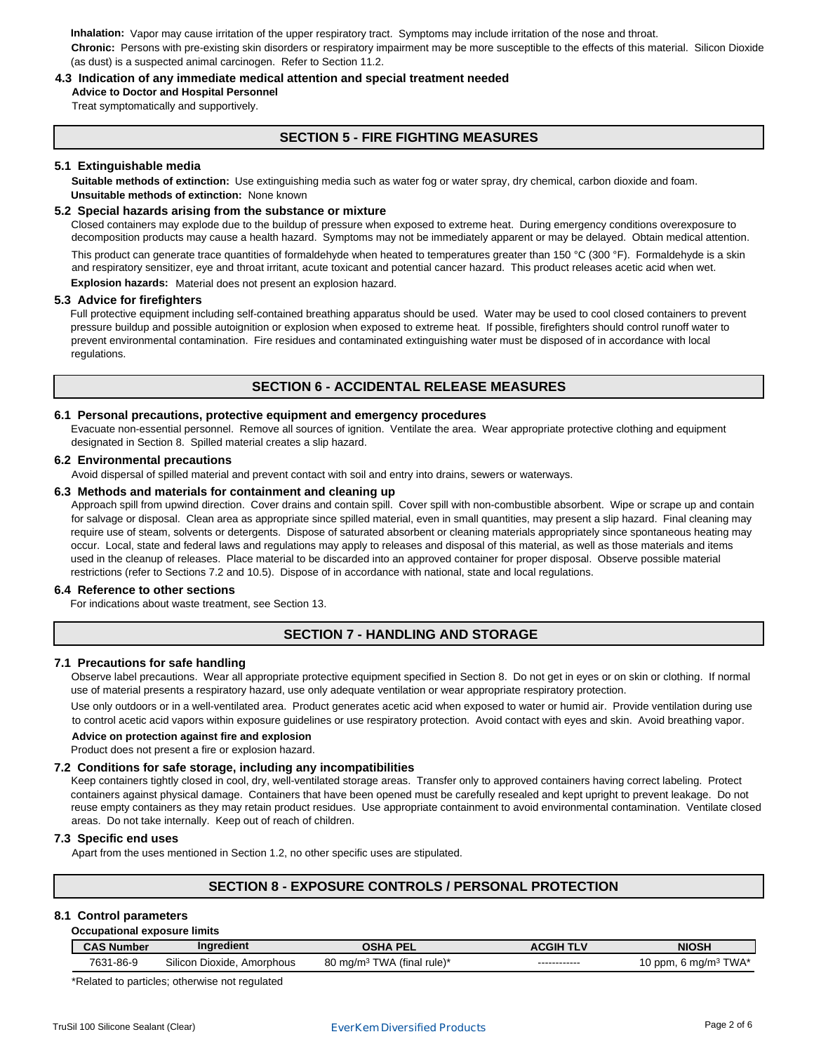**Inhalation:** Vapor may cause irritation of the upper respiratory tract. Symptoms may include irritation of the nose and throat.

**Chronic:** Persons with pre-existing skin disorders or respiratory impairment may be more susceptible to the effects of this material. Silicon Dioxide (as dust) is a suspected animal carcinogen. Refer to Section 11.2.

### 4.3 Indication of any immediate medical attention and special treatment needed

**Advice to Doctor and Hospital Personnel**

Treat symptomatically and supportively.

## SECTION 5 - FIRE FIGHTING MEASURES

### 5.1 Extinguishable media

**Suitable methods of extinction:** Use extinguishing media such as water fog or water spray, dry chemical, carbon dioxide and foam.

**Unsuitable methods of extinction:** None known

### 5.2 Special hazards arising from the substance or mixture

Closed containers may explode due to the buildup of pressure when exposed to extreme heat. During emergency conditions overexposure to decomposition products may cause a health hazard. Symptoms may not be immediately apparent or may be delayed. Obtain medical attention.

This product can generate trace quantities of formaldehyde when heated to temperatures greater than 150 °C (300 °F). Formaldehyde is a skin and respiratory sensitizer, eye and throat irritant, acute toxicant and potential cancer hazard. This product releases acetic acid when wet.

**Explosion hazards:** Material does not present an explosion hazard.

### 5.3 Advice for firefighters

Full protective equipment including self-contained breathing apparatus should be used. Water may be used to cool closed containers to prevent pressure buildup and possible autoignition or explosion when exposed to extreme heat. If possible, firefighters should control runoff water to prevent environmental contamination. Fire residues and contaminated extinguishing water must be disposed of in accordance with local regulations.

## SECTION 6 - ACCIDENTAL RELEASE MEASURES

### 6.1 Personal precautions, protective equipment and emergency procedures

Evacuate non-essential personnel. Remove all sources of ignition. Ventilate the area. Wear appropriate protective clothing and equipment designated in Section 8. Spilled material creates a slip hazard.

### 6.2 Environmental precautions

Avoid dispersal of spilled material and prevent contact with soil and entry into drains, sewers or waterways.

### 6.3 Methods and materials for containment and cleaning up

Approach spill from upwind direction. Cover drains and contain spill. Cover spill with non-combustible absorbent. Wipe or scrape up and contain for salvage or disposal. Clean area as appropriate since spilled material, even in small quantities, may present a slip hazard. Final cleaning may require use of steam, solvents or detergents. Dispose of saturated absorbent or cleaning materials appropriately since spontaneous heating may occur. Local, state and federal laws and regulations may apply to releases and disposal of this material, as well as those materials and items used in the cleanup of releases. Place material to be discarded into an approved container for proper disposal. Observe possible material restrictions (refer to Sections 7.2 and 10.5). Dispose of in accordance with national, state and local regulations.

### 6.4 Reference to other sections

For indications about waste treatment, see Section 13.

## SECTION 7 - HANDLING AND STORAGE

### 7.1 Precautions for safe handling

Observe label precautions. Wear all appropriate protective equipment specified in Section 8. Do not get in eyes or on skin or clothing. If normal use of material presents a respiratory hazard, use only adequate ventilation or wear appropriate respiratory protection.

Use only outdoors or in a well-ventilated area. Product generates acetic acid when exposed to water or humid air. Provide ventilation during use to control acetic acid vapors within exposure guidelines or use respiratory protection. Avoid contact with eyes and skin. Avoid breathing vapor.

**Advice on protection against fire and explosion**

Product does not present a fire or explosion hazard.

### 7.2 Conditions for safe storage, including any incompatibilities

Keep containers tightly closed in cool, dry, well-ventilated storage areas. Transfer only to approved containers having correct labeling. Protect containers against physical damage. Containers that have been opened must be carefully resealed and kept upright to prevent leakage. Do not reuse empty containers as they may retain product residues. Use appropriate containment to avoid environmental contamination. Ventilate closed areas. Do not take internally. Keep out of reach of children.

### 7.3 Specific end uses

Apart from the uses mentioned in Section 1.2, no other specific uses are stipulated.

## SECTION 8 - EXPOSURE CONTROLS / PERSONAL PROTECTION

### 8.1 Control parameters

**Occupational exposure limits**

| CAS Number | Ingredient | OSHA PEL | ACGIH TLV | NIOSH |
|---|---|---|---|---|
| 7631-86-9 | Silicon Dioxide, Amorphous | 80 mg/m³ TWA (final rule)* | ------------ | 10 ppm, 6 mg/m³ TWA* |

*Related to particles; otherwise not regulated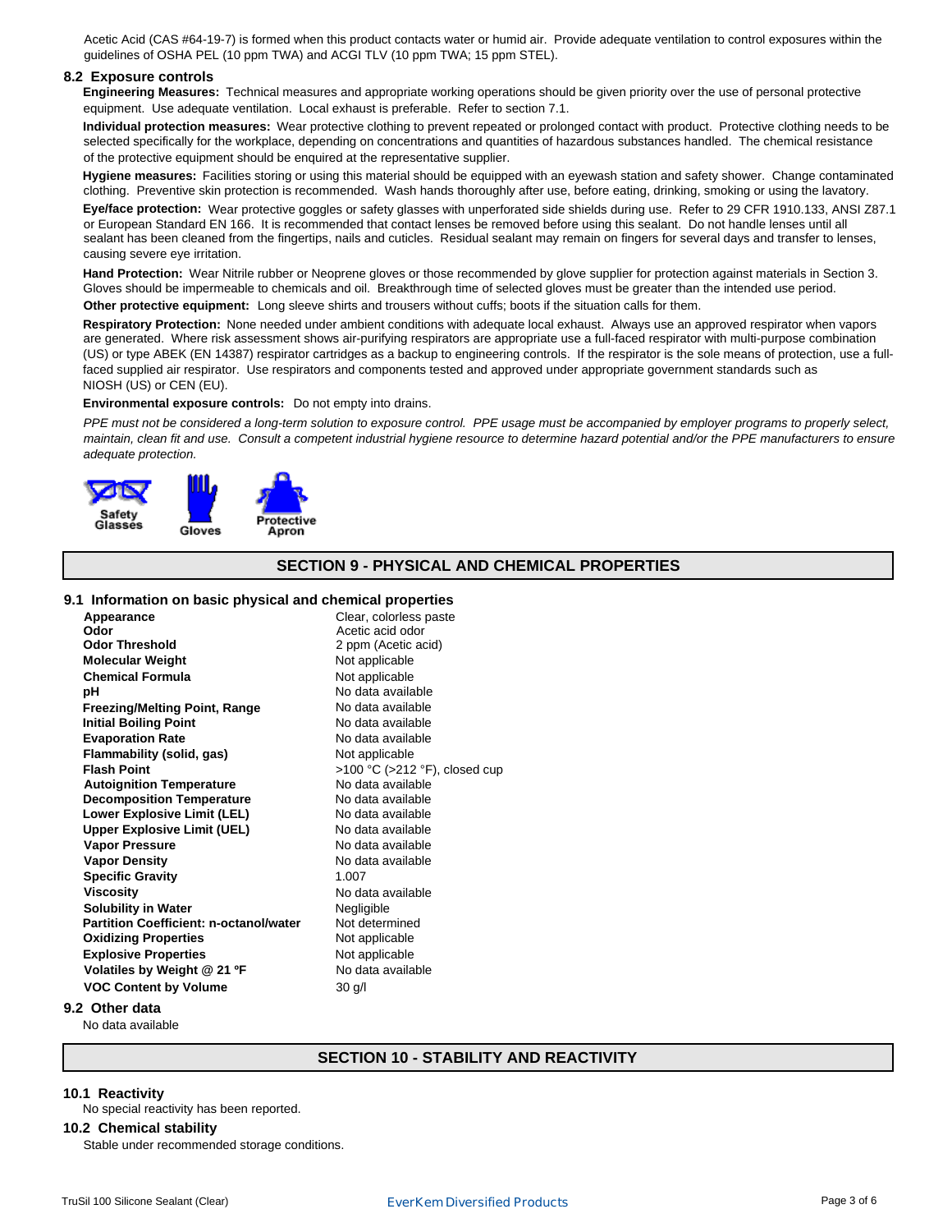Acetic Acid (CAS #64-19-7) is formed when this product contacts water or humid air. Provide adequate ventilation to control exposures within the guidelines of OSHA PEL (10 ppm TWA) and ACGI TLV (10 ppm TWA; 15 ppm STEL).

### 8.2 Exposure controls

**Engineering Measures:** Technical measures and appropriate working operations should be given priority over the use of personal protective equipment. Use adequate ventilation. Local exhaust is preferable. Refer to section 7.1.

**Individual protection measures:** Wear protective clothing to prevent repeated or prolonged contact with product. Protective clothing needs to be selected specifically for the workplace, depending on concentrations and quantities of hazardous substances handled. The chemical resistance of the protective equipment should be enquired at the representative supplier.

**Hygiene measures:** Facilities storing or using this material should be equipped with an eyewash station and safety shower. Change contaminated clothing. Preventive skin protection is recommended. Wash hands thoroughly after use, before eating, drinking, smoking or using the lavatory.

**Eye/face protection:** Wear protective goggles or safety glasses with unperforated side shields during use. Refer to 29 CFR 1910.133, ANSI Z87.1 or European Standard EN 166. It is recommended that contact lenses be removed before using this sealant. Do not handle lenses until all sealant has been cleaned from the fingertips, nails and cuticles. Residual sealant may remain on fingers for several days and transfer to lenses, causing severe eye irritation.

**Hand Protection:** Wear Nitrile rubber or Neoprene gloves or those recommended by glove supplier for protection against materials in Section 3. Gloves should be impermeable to chemicals and oil. Breakthrough time of selected gloves must be greater than the intended use period.

**Other protective equipment:** Long sleeve shirts and trousers without cuffs; boots if the situation calls for them.

**Respiratory Protection:** None needed under ambient conditions with adequate local exhaust. Always use an approved respirator when vapors are generated. Where risk assessment shows air-purifying respirators are appropriate use a full-faced respirator with multi-purpose combination (US) or type ABEK (EN 14387) respirator cartridges as a backup to engineering controls. If the respirator is the sole means of protection, use a full-faced supplied air respirator. Use respirators and components tested and approved under appropriate government standards such as NIOSH (US) or CEN (EU).

**Environmental exposure controls:** Do not empty into drains.

*PPE must not be considered a long-term solution to exposure control. PPE usage must be accompanied by employer programs to properly select, maintain, clean fit and use. Consult a competent industrial hygiene resource to determine hazard potential and/or the PPE manufacturers to ensure adequate protection.*

Safety Glasses | Gloves | Protective Apron

## SECTION 9 - PHYSICAL AND CHEMICAL PROPERTIES

### 9.1 Information on basic physical and chemical properties

| Property | Value |
|---|---|
| **Appearance** | Clear, colorless paste |
| **Odor** | Acetic acid odor |
| **Odor Threshold** | 2 ppm (Acetic acid) |
| **Molecular Weight** | Not applicable |
| **Chemical Formula** | Not applicable |
| **pH** | No data available |
| **Freezing/Melting Point, Range** | No data available |
| **Initial Boiling Point** | No data available |
| **Evaporation Rate** | No data available |
| **Flammability (solid, gas)** | Not applicable |
| **Flash Point** | >100 °C (>212 °F), closed cup |
| **Autoignition Temperature** | No data available |
| **Decomposition Temperature** | No data available |
| **Lower Explosive Limit (LEL)** | No data available |
| **Upper Explosive Limit (UEL)** | No data available |
| **Vapor Pressure** | No data available |
| **Vapor Density** | No data available |
| **Specific Gravity** | 1.007 |
| **Viscosity** | No data available |
| **Solubility in Water** | Negligible |
| **Partition Coefficient: n-octanol/water** | Not determined |
| **Oxidizing Properties** | Not applicable |
| **Explosive Properties** | Not applicable |
| **Volatiles by Weight @ 21 ºF** | No data available |
| **VOC Content by Volume** | 30 g/l |

### 9.2 Other data

No data available

## SECTION 10 - STABILITY AND REACTIVITY

### 10.1 Reactivity

No special reactivity has been reported.

### 10.2 Chemical stability

Stable under recommended storage conditions.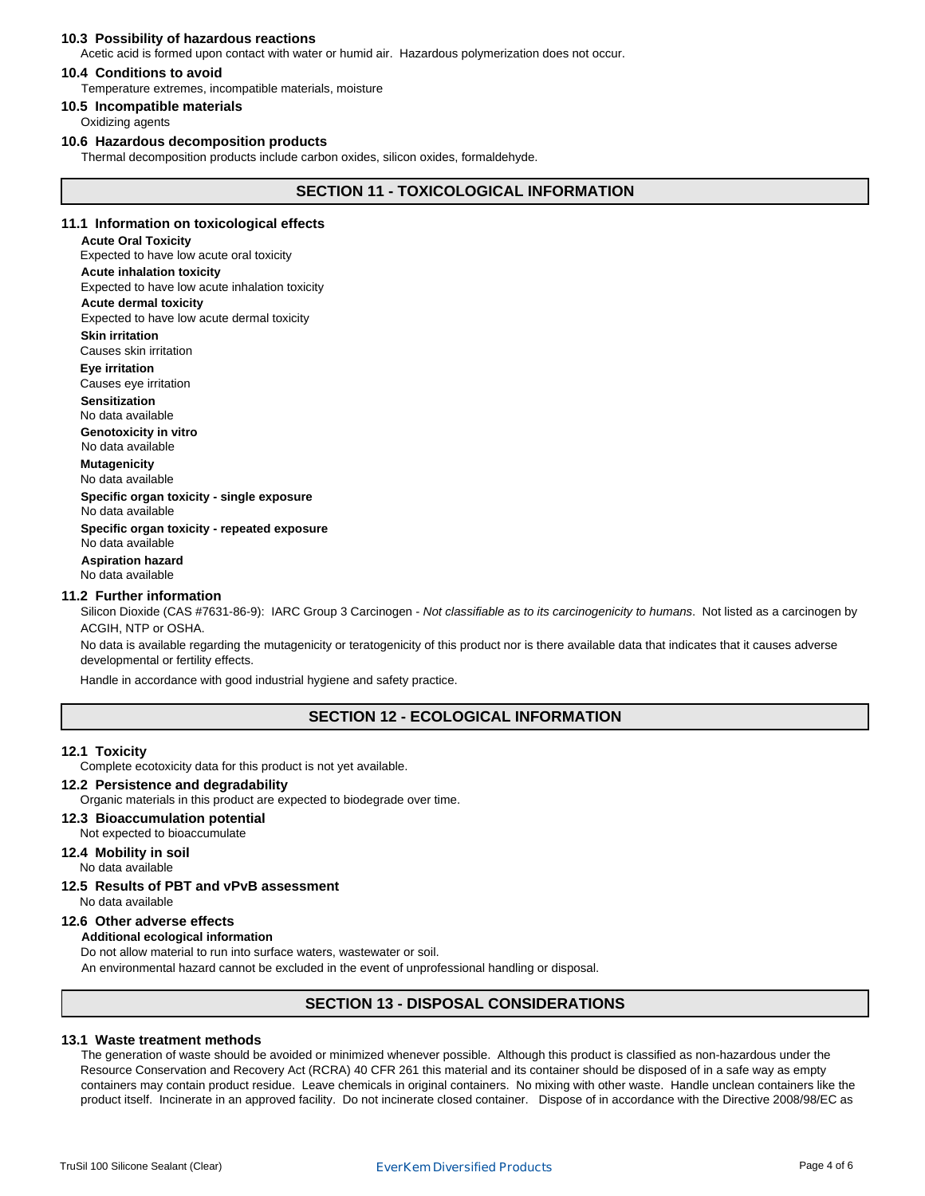### 10.3 Possibility of hazardous reactions

Acetic acid is formed upon contact with water or humid air. Hazardous polymerization does not occur.

### 10.4 Conditions to avoid

Temperature extremes, incompatible materials, moisture

### 10.5 Incompatible materials

Oxidizing agents

### 10.6 Hazardous decomposition products

Thermal decomposition products include carbon oxides, silicon oxides, formaldehyde.

## SECTION 11 - TOXICOLOGICAL INFORMATION

### 11.1 Information on toxicological effects

**Acute Oral Toxicity**
Expected to have low acute oral toxicity

**Acute inhalation toxicity**
Expected to have low acute inhalation toxicity

**Acute dermal toxicity**
Expected to have low acute dermal toxicity

**Skin irritation**
Causes skin irritation

**Eye irritation**
Causes eye irritation

**Sensitization**
No data available

**Genotoxicity in vitro**
No data available

**Mutagenicity**
No data available

**Specific organ toxicity - single exposure**
No data available

**Specific organ toxicity - repeated exposure**
No data available

**Aspiration hazard**
No data available

### 11.2 Further information

Silicon Dioxide (CAS #7631-86-9): IARC Group 3 Carcinogen - *Not classifiable as to its carcinogenicity to humans*. Not listed as a carcinogen by ACGIH, NTP or OSHA.

No data is available regarding the mutagenicity or teratogenicity of this product nor is there available data that indicates that it causes adverse developmental or fertility effects.

Handle in accordance with good industrial hygiene and safety practice.

## SECTION 12 - ECOLOGICAL INFORMATION

### 12.1 Toxicity

Complete ecotoxicity data for this product is not yet available.

### 12.2 Persistence and degradability

Organic materials in this product are expected to biodegrade over time.

### 12.3 Bioaccumulation potential

Not expected to bioaccumulate

### 12.4 Mobility in soil

No data available

### 12.5 Results of PBT and vPvB assessment

No data available

### 12.6 Other adverse effects

**Additional ecological information**

Do not allow material to run into surface waters, wastewater or soil.
An environmental hazard cannot be excluded in the event of unprofessional handling or disposal.

## SECTION 13 - DISPOSAL CONSIDERATIONS

### 13.1 Waste treatment methods

The generation of waste should be avoided or minimized whenever possible. Although this product is classified as non-hazardous under the Resource Conservation and Recovery Act (RCRA) 40 CFR 261 this material and its container should be disposed of in a safe way as empty containers may contain product residue. Leave chemicals in original containers. No mixing with other waste. Handle unclean containers like the product itself. Incinerate in an approved facility. Do not incinerate closed container. Dispose of in accordance with the Directive 2008/98/EC as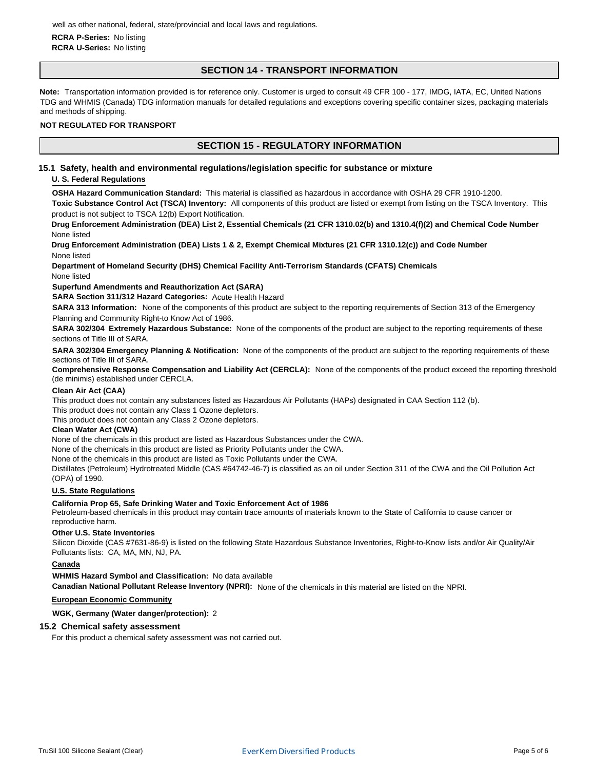well as other national, federal, state/provincial and local laws and regulations.

**RCRA P-Series:** No listing
**RCRA U-Series:** No listing

## SECTION 14 - TRANSPORT INFORMATION

**Note:** Transportation information provided is for reference only. Customer is urged to consult 49 CFR 100 - 177, IMDG, IATA, EC, United Nations TDG and WHMIS (Canada) TDG information manuals for detailed regulations and exceptions covering specific container sizes, packaging materials and methods of shipping.

**NOT REGULATED FOR TRANSPORT**

## SECTION 15 - REGULATORY INFORMATION

### 15.1 Safety, health and environmental regulations/legislation specific for substance or mixture

**U. S. Federal Regulations**

**OSHA Hazard Communication Standard:** This material is classified as hazardous in accordance with OSHA 29 CFR 1910-1200.

**Toxic Substance Control Act (TSCA) Inventory:** All components of this product are listed or exempt from listing on the TSCA Inventory. This product is not subject to TSCA 12(b) Export Notification.

**Drug Enforcement Administration (DEA) List 2, Essential Chemicals (21 CFR 1310.02(b) and 1310.4(f)(2) and Chemical Code Number**
None listed

**Drug Enforcement Administration (DEA) Lists 1 & 2, Exempt Chemical Mixtures (21 CFR 1310.12(c)) and Code Number**
None listed

**Department of Homeland Security (DHS) Chemical Facility Anti-Terrorism Standards (CFATS) Chemicals**
None listed

**Superfund Amendments and Reauthorization Act (SARA)**

**SARA Section 311/312 Hazard Categories:** Acute Health Hazard

**SARA 313 Information:** None of the components of this product are subject to the reporting requirements of Section 313 of the Emergency Planning and Community Right-to Know Act of 1986.

**SARA 302/304 Extremely Hazardous Substance:** None of the components of the product are subject to the reporting requirements of these sections of Title III of SARA.

**SARA 302/304 Emergency Planning & Notification:** None of the components of the product are subject to the reporting requirements of these sections of Title III of SARA.

**Comprehensive Response Compensation and Liability Act (CERCLA):** None of the components of the product exceed the reporting threshold (de minimis) established under CERCLA.

**Clean Air Act (CAA)**

This product does not contain any substances listed as Hazardous Air Pollutants (HAPs) designated in CAA Section 112 (b).
This product does not contain any Class 1 Ozone depletors.
This product does not contain any Class 2 Ozone depletors.

**Clean Water Act (CWA)**

None of the chemicals in this product are listed as Hazardous Substances under the CWA.
None of the chemicals in this product are listed as Priority Pollutants under the CWA.
None of the chemicals in this product are listed as Toxic Pollutants under the CWA.
Distillates (Petroleum) Hydrotreated Middle (CAS #64742-46-7) is classified as an oil under Section 311 of the CWA and the Oil Pollution Act (OPA) of 1990.

**U.S. State Regulations**

**California Prop 65, Safe Drinking Water and Toxic Enforcement Act of 1986**
Petroleum-based chemicals in this product may contain trace amounts of materials known to the State of California to cause cancer or reproductive harm.

**Other U.S. State Inventories**
Silicon Dioxide (CAS #7631-86-9) is listed on the following State Hazardous Substance Inventories, Right-to-Know lists and/or Air Quality/Air Pollutants lists: CA, MA, MN, NJ, PA.

**Canada**

**WHMIS Hazard Symbol and Classification:** No data available

**Canadian National Pollutant Release Inventory (NPRI):** None of the chemicals in this material are listed on the NPRI.

**European Economic Community**

**WGK, Germany (Water danger/protection):** 2

### 15.2 Chemical safety assessment

For this product a chemical safety assessment was not carried out.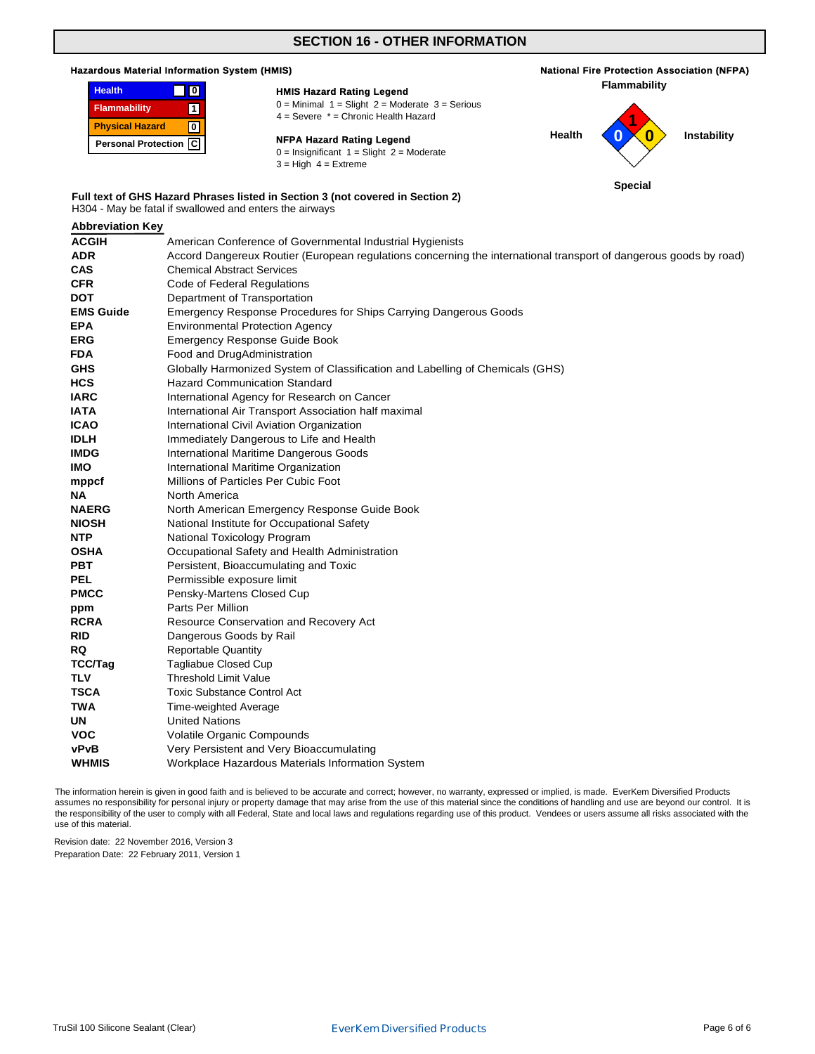## SECTION 16 - OTHER INFORMATION

**Hazardous Material Information System (HMIS)**

| | |
|---|---|
| Health | 0 |
| Flammability | 1 |
| Physical Hazard | 0 |
| Personal Protection | C |

**HMIS Hazard Rating Legend**
0 = Minimal 1 = Slight 2 = Moderate 3 = Serious
4 = Severe * = Chronic Health Hazard

**NFPA Hazard Rating Legend**
0 = Insignificant 1 = Slight 2 = Moderate
3 = High 4 = Extreme

**National Fire Protection Association (NFPA)**

Flammability: 1
Health: 0
Instability: 0
Special:

**Full text of GHS Hazard Phrases listed in Section 3 (not covered in Section 2)**
H304 - May be fatal if swallowed and enters the airways

**Abbreviation Key**

| | |
|---|---|
| **ACGIH** | American Conference of Governmental Industrial Hygienists |
| **ADR** | Accord Dangereux Routier (European regulations concerning the international transport of dangerous goods by road) |
| **CAS** | Chemical Abstract Services |
| **CFR** | Code of Federal Regulations |
| **DOT** | Department of Transportation |
| **EMS Guide** | Emergency Response Procedures for Ships Carrying Dangerous Goods |
| **EPA** | Environmental Protection Agency |
| **ERG** | Emergency Response Guide Book |
| **FDA** | Food and DrugAdministration |
| **GHS** | Globally Harmonized System of Classification and Labelling of Chemicals (GHS) |
| **HCS** | Hazard Communication Standard |
| **IARC** | International Agency for Research on Cancer |
| **IATA** | International Air Transport Association half maximal |
| **ICAO** | International Civil Aviation Organization |
| **IDLH** | Immediately Dangerous to Life and Health |
| **IMDG** | International Maritime Dangerous Goods |
| **IMO** | International Maritime Organization |
| **mppcf** | Millions of Particles Per Cubic Foot |
| **NA** | North America |
| **NAERG** | North American Emergency Response Guide Book |
| **NIOSH** | National Institute for Occupational Safety |
| **NTP** | National Toxicology Program |
| **OSHA** | Occupational Safety and Health Administration |
| **PBT** | Persistent, Bioaccumulating and Toxic |
| **PEL** | Permissible exposure limit |
| **PMCC** | Pensky-Martens Closed Cup |
| **ppm** | Parts Per Million |
| **RCRA** | Resource Conservation and Recovery Act |
| **RID** | Dangerous Goods by Rail |
| **RQ** | Reportable Quantity |
| **TCC/Tag** | Tagliabue Closed Cup |
| **TLV** | Threshold Limit Value |
| **TSCA** | Toxic Substance Control Act |
| **TWA** | Time-weighted Average |
| **UN** | United Nations |
| **VOC** | Volatile Organic Compounds |
| **vPvB** | Very Persistent and Very Bioaccumulating |
| **WHMIS** | Workplace Hazardous Materials Information System |

The information herein is given in good faith and is believed to be accurate and correct; however, no warranty, expressed or implied, is made. EverKem Diversified Products assumes no responsibility for personal injury or property damage that may arise from the use of this material since the conditions of handling and use are beyond our control. It is the responsibility of the user to comply with all Federal, State and local laws and regulations regarding use of this product. Vendees or users assume all risks associated with the use of this material.

Revision date: 22 November 2016, Version 3
Preparation Date: 22 February 2011, Version 1